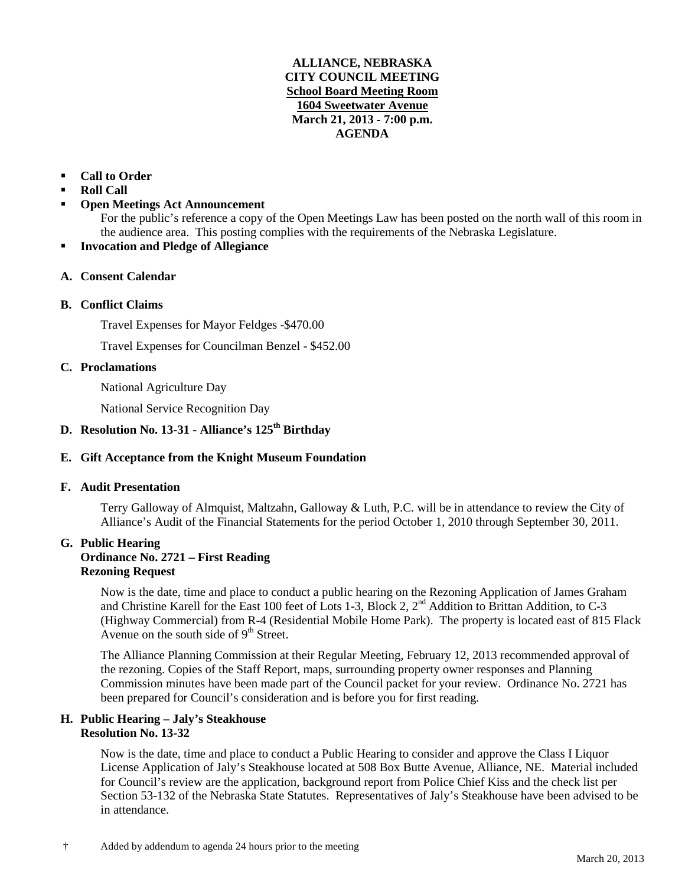**ALLIANCE, NEBRASKA**
**CITY COUNCIL MEETING**
**School Board Meeting Room**
**1604 Sweetwater Avenue**
**March 21, 2013 - 7:00 p.m.**
**AGENDA**

- **Call to Order**
- **Roll Call**
- **Open Meetings Act Announcement**
  For the public's reference a copy of the Open Meetings Law has been posted on the north wall of this room in the audience area. This posting complies with the requirements of the Nebraska Legislature.
- **Invocation and Pledge of Allegiance**

**A. Consent Calendar**

**B. Conflict Claims**

Travel Expenses for Mayor Feldges -$470.00

Travel Expenses for Councilman Benzel - $452.00

**C. Proclamations**

National Agriculture Day

National Service Recognition Day

**D. Resolution No. 13-31 - Alliance's 125th Birthday**

**E. Gift Acceptance from the Knight Museum Foundation**

**F. Audit Presentation**

Terry Galloway of Almquist, Maltzahn, Galloway & Luth, P.C. will be in attendance to review the City of Alliance's Audit of the Financial Statements for the period October 1, 2010 through September 30, 2011.

**G. Public Hearing**
**Ordinance No. 2721 – First Reading**
**Rezoning Request**

Now is the date, time and place to conduct a public hearing on the Rezoning Application of James Graham and Christine Karell for the East 100 feet of Lots 1-3, Block 2, 2nd Addition to Brittan Addition, to C-3 (Highway Commercial) from R-4 (Residential Mobile Home Park). The property is located east of 815 Flack Avenue on the south side of 9th Street.

The Alliance Planning Commission at their Regular Meeting, February 12, 2013 recommended approval of the rezoning. Copies of the Staff Report, maps, surrounding property owner responses and Planning Commission minutes have been made part of the Council packet for your review. Ordinance No. 2721 has been prepared for Council's consideration and is before you for first reading.

**H. Public Hearing – Jaly's Steakhouse**
**Resolution No. 13-32**

Now is the date, time and place to conduct a Public Hearing to consider and approve the Class I Liquor License Application of Jaly's Steakhouse located at 508 Box Butte Avenue, Alliance, NE. Material included for Council's review are the application, background report from Police Chief Kiss and the check list per Section 53-132 of the Nebraska State Statutes. Representatives of Jaly's Steakhouse have been advised to be in attendance.

† Added by addendum to agenda 24 hours prior to the meeting

March 20, 2013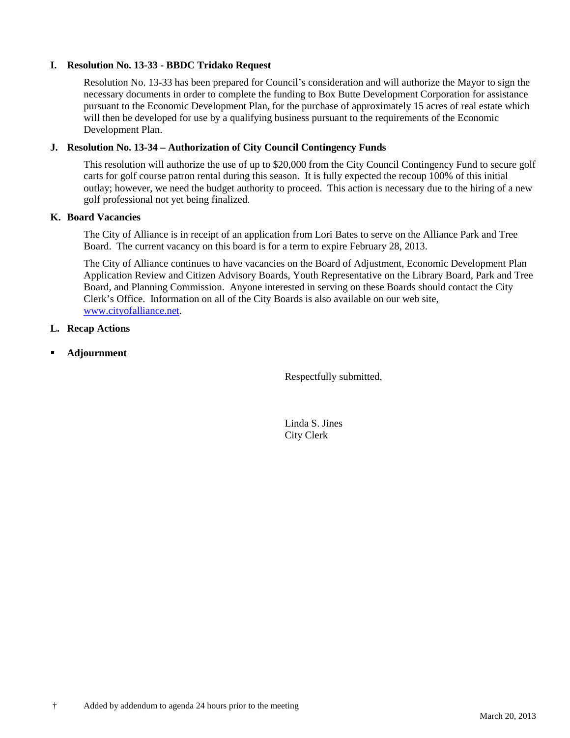### I. Resolution No. 13-33 - BBDC Tridako Request

Resolution No. 13-33 has been prepared for Council's consideration and will authorize the Mayor to sign the necessary documents in order to complete the funding to Box Butte Development Corporation for assistance pursuant to the Economic Development Plan, for the purchase of approximately 15 acres of real estate which will then be developed for use by a qualifying business pursuant to the requirements of the Economic Development Plan.

### J. Resolution No. 13-34 – Authorization of City Council Contingency Funds

This resolution will authorize the use of up to $20,000 from the City Council Contingency Fund to secure golf carts for golf course patron rental during this season. It is fully expected the recoup 100% of this initial outlay; however, we need the budget authority to proceed. This action is necessary due to the hiring of a new golf professional not yet being finalized.

### K. Board Vacancies

The City of Alliance is in receipt of an application from Lori Bates to serve on the Alliance Park and Tree Board. The current vacancy on this board is for a term to expire February 28, 2013.

The City of Alliance continues to have vacancies on the Board of Adjustment, Economic Development Plan Application Review and Citizen Advisory Boards, Youth Representative on the Library Board, Park and Tree Board, and Planning Commission. Anyone interested in serving on these Boards should contact the City Clerk's Office. Information on all of the City Boards is also available on our web site, [www.cityofalliance.net](http://www.cityofalliance.net).

### L. Recap Actions

- **Adjournment**

Respectfully submitted,

Linda S. Jines
City Clerk

† Added by addendum to agenda 24 hours prior to the meeting

March 20, 2013